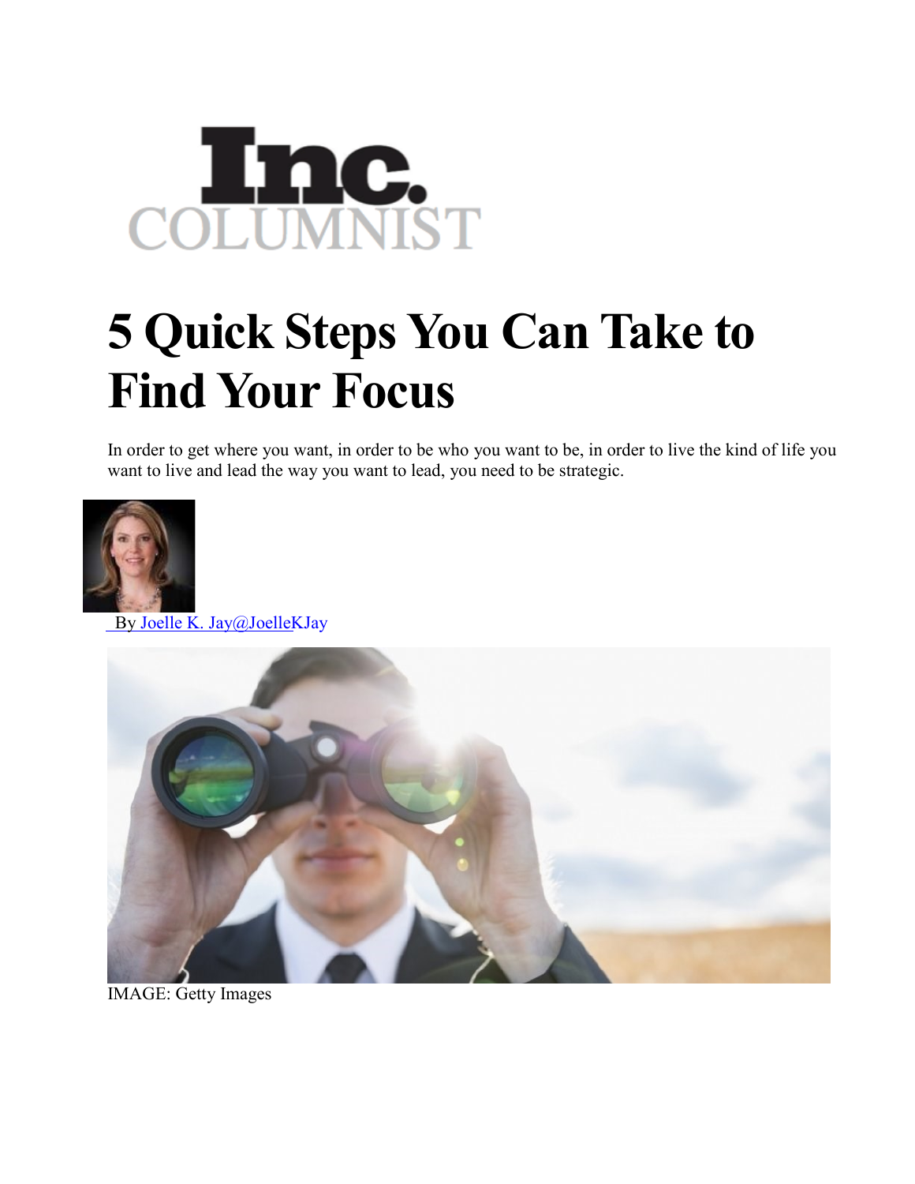Inc.
COLUMNIST

# 5 Quick Steps You Can Take to Find Your Focus

In order to get where you want, in order to be who you want to be, in order to live the kind of life you want to live and lead the way you want to lead, you need to be strategic.

By Joelle K. Jay@JoelleKJay

IMAGE: Getty Images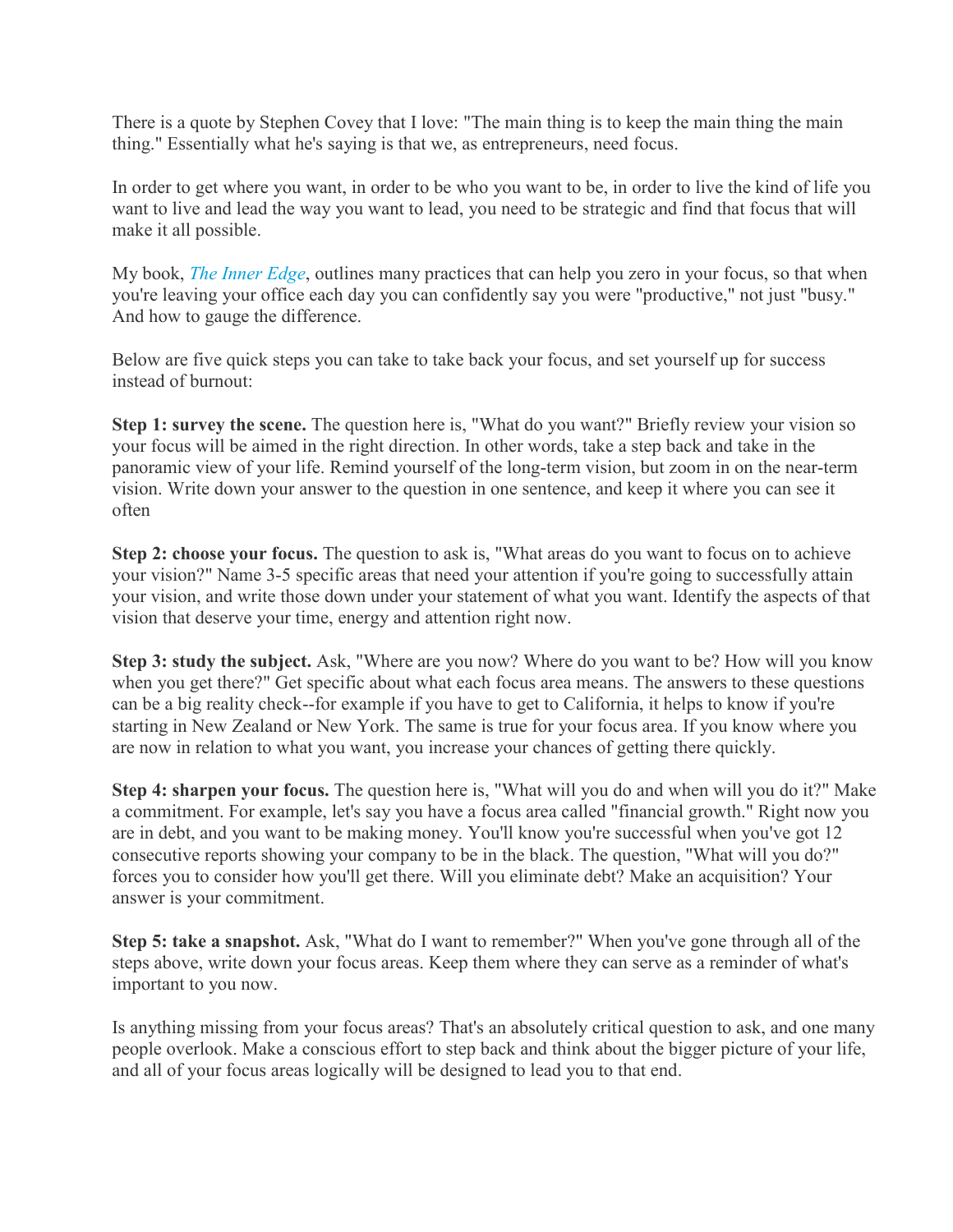There is a quote by Stephen Covey that I love: "The main thing is to keep the main thing the main thing." Essentially what he's saying is that we, as entrepreneurs, need focus.

In order to get where you want, in order to be who you want to be, in order to live the kind of life you want to live and lead the way you want to lead, you need to be strategic and find that focus that will make it all possible.

My book, *The Inner Edge*, outlines many practices that can help you zero in your focus, so that when you're leaving your office each day you can confidently say you were "productive," not just "busy." And how to gauge the difference.

Below are five quick steps you can take to take back your focus, and set yourself up for success instead of burnout:

**Step 1: survey the scene.** The question here is, "What do you want?" Briefly review your vision so your focus will be aimed in the right direction. In other words, take a step back and take in the panoramic view of your life. Remind yourself of the long-term vision, but zoom in on the near-term vision. Write down your answer to the question in one sentence, and keep it where you can see it often

**Step 2: choose your focus.** The question to ask is, "What areas do you want to focus on to achieve your vision?" Name 3-5 specific areas that need your attention if you're going to successfully attain your vision, and write those down under your statement of what you want. Identify the aspects of that vision that deserve your time, energy and attention right now.

**Step 3: study the subject.** Ask, "Where are you now? Where do you want to be? How will you know when you get there?" Get specific about what each focus area means. The answers to these questions can be a big reality check--for example if you have to get to California, it helps to know if you're starting in New Zealand or New York. The same is true for your focus area. If you know where you are now in relation to what you want, you increase your chances of getting there quickly.

**Step 4: sharpen your focus.** The question here is, "What will you do and when will you do it?" Make a commitment. For example, let's say you have a focus area called "financial growth." Right now you are in debt, and you want to be making money. You'll know you're successful when you've got 12 consecutive reports showing your company to be in the black. The question, "What will you do?" forces you to consider how you'll get there. Will you eliminate debt? Make an acquisition? Your answer is your commitment.

**Step 5: take a snapshot.** Ask, "What do I want to remember?" When you've gone through all of the steps above, write down your focus areas. Keep them where they can serve as a reminder of what's important to you now.

Is anything missing from your focus areas? That's an absolutely critical question to ask, and one many people overlook. Make a conscious effort to step back and think about the bigger picture of your life, and all of your focus areas logically will be designed to lead you to that end.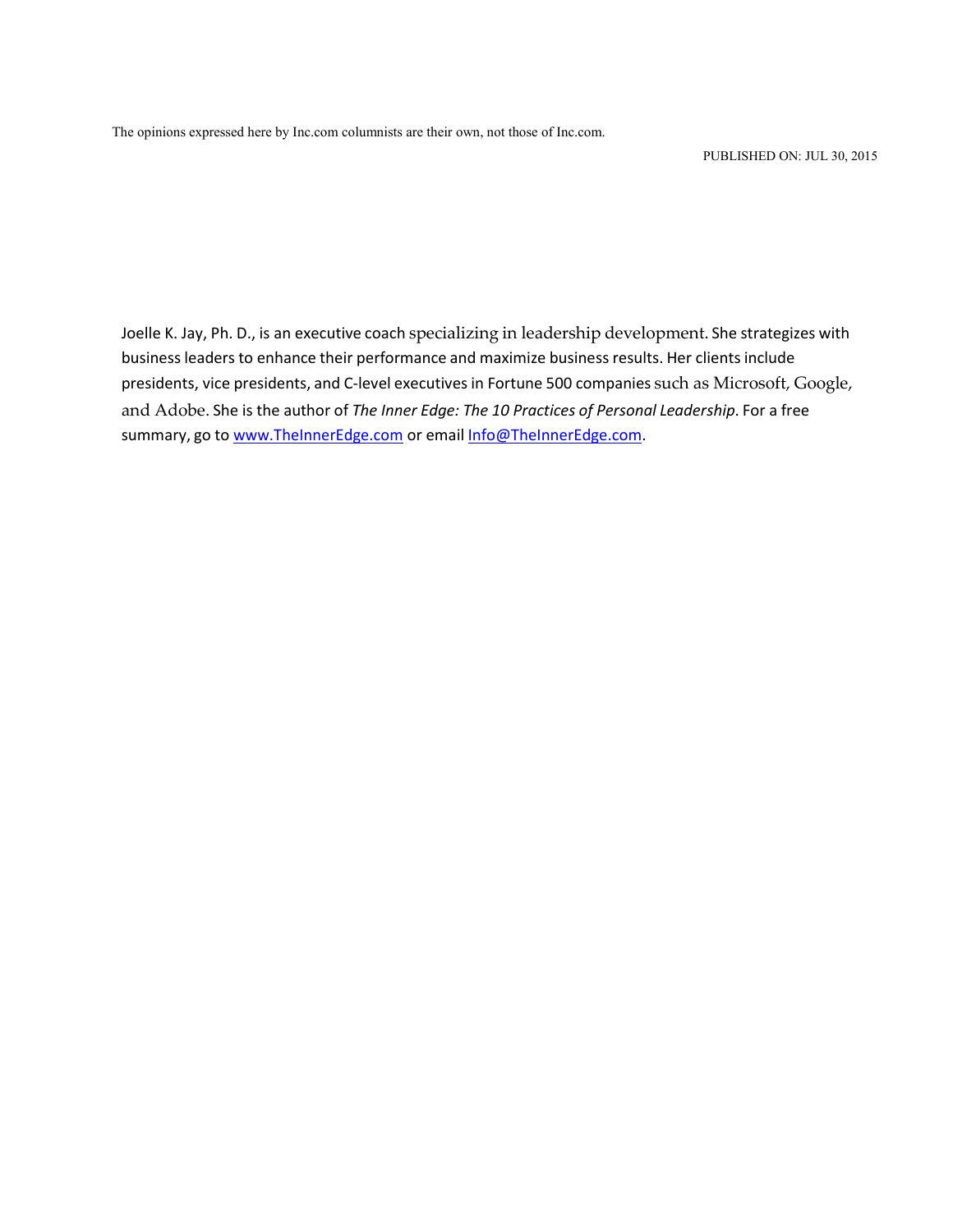The opinions expressed here by Inc.com columnists are their own, not those of Inc.com.

PUBLISHED ON: JUL 30, 2015

Joelle K. Jay, Ph. D., is an executive coach specializing in leadership development. She strategizes with business leaders to enhance their performance and maximize business results. Her clients include presidents, vice presidents, and C-level executives in Fortune 500 companies such as Microsoft, Google, and Adobe. She is the author of *The Inner Edge: The 10 Practices of Personal Leadership*. For a free summary, go to [www.TheInnerEdge.com](http://www.TheInnerEdge.com) or email [Info@TheInnerEdge.com](mailto:Info@TheInnerEdge.com).